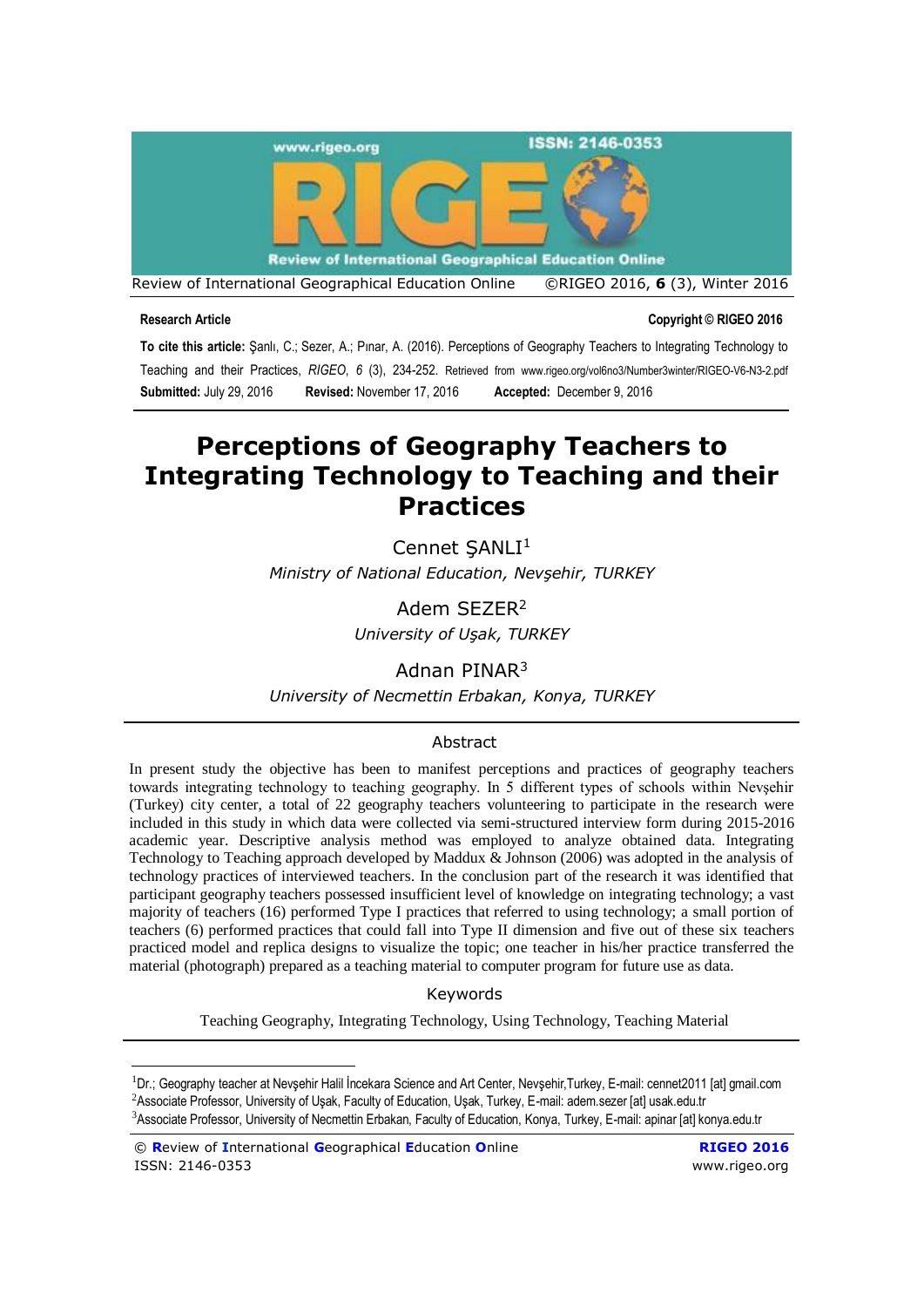**Research Article**

**Copyright © RIGEO 2016**

**To cite this article:** Şanlı, C.; Sezer, A.; Pınar, A. (2016). Perceptions of Geography Teachers to Integrating Technology to Teaching and their Practices, *RIGEO*, *6* (3), 234-252. Retrieved from www.rigeo.org/vol6no3/Number3winter/RIGEO-V6-N3-2.pdf

**Submitted:** July 29, 2016 **Revised:** November 17, 2016 **Accepted:** December 9, 2016

# Perceptions of Geography Teachers to Integrating Technology to Teaching and their Practices

Cennet ŞANLI[1]

*Ministry of National Education, Nevşehir, TURKEY*

Adem SEZER[2]

*University of Uşak, TURKEY*

Adnan PINAR[3]

*University of Necmettin Erbakan, Konya, TURKEY*

## Abstract

In present study the objective has been to manifest perceptions and practices of geography teachers towards integrating technology to teaching geography. In 5 different types of schools within Nevşehir (Turkey) city center, a total of 22 geography teachers volunteering to participate in the research were included in this study in which data were collected via semi-structured interview form during 2015-2016 academic year. Descriptive analysis method was employed to analyze obtained data. Integrating Technology to Teaching approach developed by Maddux & Johnson (2006) was adopted in the analysis of technology practices of interviewed teachers. In the conclusion part of the research it was identified that participant geography teachers possessed insufficient level of knowledge on integrating technology; a vast majority of teachers (16) performed Type I practices that referred to using technology; a small portion of teachers (6) performed practices that could fall into Type II dimension and five out of these six teachers practiced model and replica designs to visualize the topic; one teacher in his/her practice transferred the material (photograph) prepared as a teaching material to computer program for future use as data.

## Keywords

Teaching Geography, Integrating Technology, Using Technology, Teaching Material

---

[1]Dr.; Geography teacher at Nevşehir Halil İncekara Science and Art Center, Nevşehir,Turkey, E-mail: cennet2011 [at] gmail.com

[2]Associate Professor, University of Uşak, Faculty of Education, Uşak, Turkey, E-mail: adem.sezer [at] usak.edu.tr

[3]Associate Professor, University of Necmettin Erbakan, Faculty of Education, Konya, Turkey, E-mail: apinar [at] konya.edu.tr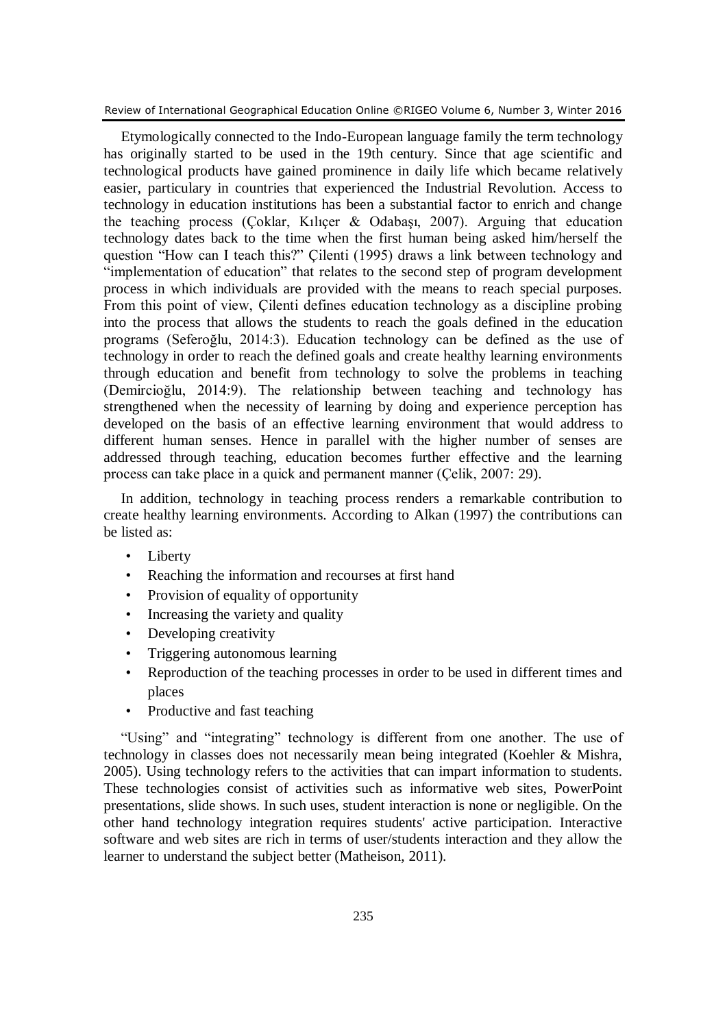Etymologically connected to the Indo-European language family the term technology has originally started to be used in the 19th century. Since that age scientific and technological products have gained prominence in daily life which became relatively easier, particulary in countries that experienced the Industrial Revolution. Access to technology in education institutions has been a substantial factor to enrich and change the teaching process (Çoklar, Kılıçer & Odabaşı, 2007). Arguing that education technology dates back to the time when the first human being asked him/herself the question "How can I teach this?" Çilenti (1995) draws a link between technology and "implementation of education" that relates to the second step of program development process in which individuals are provided with the means to reach special purposes. From this point of view, Çilenti defines education technology as a discipline probing into the process that allows the students to reach the goals defined in the education programs (Seferoğlu, 2014:3). Education technology can be defined as the use of technology in order to reach the defined goals and create healthy learning environments through education and benefit from technology to solve the problems in teaching (Demircioğlu, 2014:9). The relationship between teaching and technology has strengthened when the necessity of learning by doing and experience perception has developed on the basis of an effective learning environment that would address to different human senses. Hence in parallel with the higher number of senses are addressed through teaching, education becomes further effective and the learning process can take place in a quick and permanent manner (Çelik, 2007: 29).

In addition, technology in teaching process renders a remarkable contribution to create healthy learning environments. According to Alkan (1997) the contributions can be listed as:

- Liberty
- Reaching the information and recourses at first hand
- Provision of equality of opportunity
- Increasing the variety and quality
- Developing creativity
- Triggering autonomous learning
- Reproduction of the teaching processes in order to be used in different times and places
- Productive and fast teaching

"Using" and "integrating" technology is different from one another. The use of technology in classes does not necessarily mean being integrated (Koehler & Mishra, 2005). Using technology refers to the activities that can impart information to students. These technologies consist of activities such as informative web sites, PowerPoint presentations, slide shows. In such uses, student interaction is none or negligible. On the other hand technology integration requires students' active participation. Interactive software and web sites are rich in terms of user/students interaction and they allow the learner to understand the subject better (Matheison, 2011).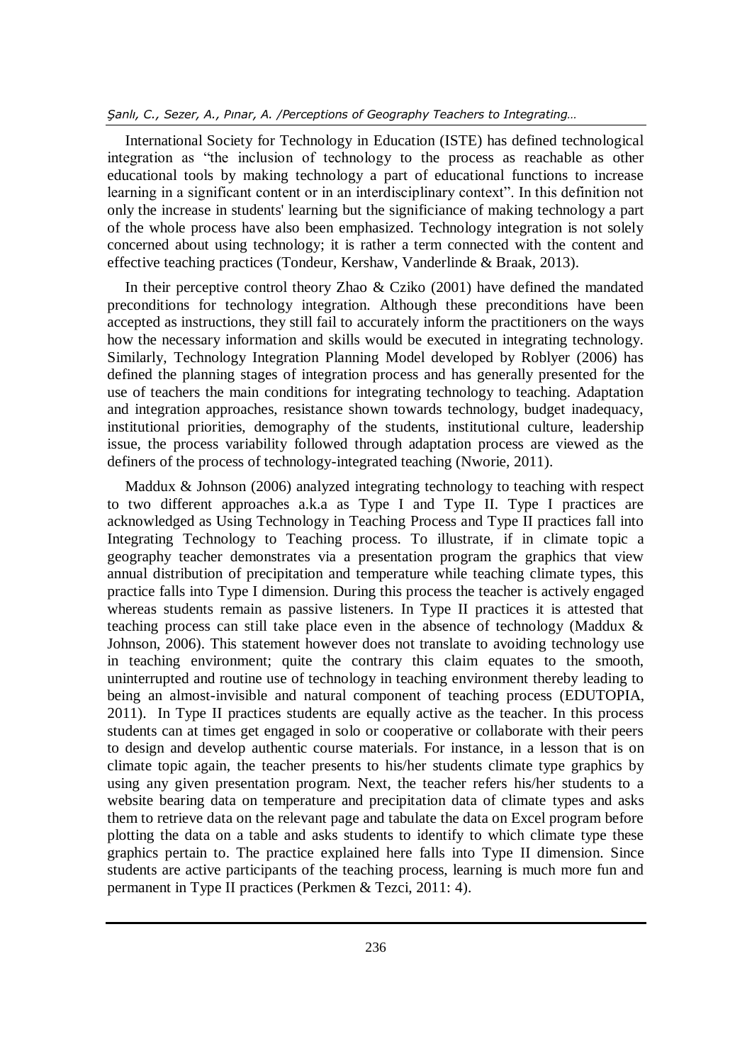International Society for Technology in Education (ISTE) has defined technological integration as "the inclusion of technology to the process as reachable as other educational tools by making technology a part of educational functions to increase learning in a significant content or in an interdisciplinary context". In this definition not only the increase in students' learning but the significiance of making technology a part of the whole process have also been emphasized. Technology integration is not solely concerned about using technology; it is rather a term connected with the content and effective teaching practices (Tondeur, Kershaw, Vanderlinde & Braak, 2013).

In their perceptive control theory Zhao & Cziko (2001) have defined the mandated preconditions for technology integration. Although these preconditions have been accepted as instructions, they still fail to accurately inform the practitioners on the ways how the necessary information and skills would be executed in integrating technology. Similarly, Technology Integration Planning Model developed by Roblyer (2006) has defined the planning stages of integration process and has generally presented for the use of teachers the main conditions for integrating technology to teaching. Adaptation and integration approaches, resistance shown towards technology, budget inadequacy, institutional priorities, demography of the students, institutional culture, leadership issue, the process variability followed through adaptation process are viewed as the definers of the process of technology-integrated teaching (Nworie, 2011).

Maddux & Johnson (2006) analyzed integrating technology to teaching with respect to two different approaches a.k.a as Type I and Type II. Type I practices are acknowledged as Using Technology in Teaching Process and Type II practices fall into Integrating Technology to Teaching process. To illustrate, if in climate topic a geography teacher demonstrates via a presentation program the graphics that view annual distribution of precipitation and temperature while teaching climate types, this practice falls into Type I dimension. During this process the teacher is actively engaged whereas students remain as passive listeners. In Type II practices it is attested that teaching process can still take place even in the absence of technology (Maddux & Johnson, 2006). This statement however does not translate to avoiding technology use in teaching environment; quite the contrary this claim equates to the smooth, uninterrupted and routine use of technology in teaching environment thereby leading to being an almost-invisible and natural component of teaching process (EDUTOPIA, 2011). In Type II practices students are equally active as the teacher. In this process students can at times get engaged in solo or cooperative or collaborate with their peers to design and develop authentic course materials. For instance, in a lesson that is on climate topic again, the teacher presents to his/her students climate type graphics by using any given presentation program. Next, the teacher refers his/her students to a website bearing data on temperature and precipitation data of climate types and asks them to retrieve data on the relevant page and tabulate the data on Excel program before plotting the data on a table and asks students to identify to which climate type these graphics pertain to. The practice explained here falls into Type II dimension. Since students are active participants of the teaching process, learning is much more fun and permanent in Type II practices (Perkmen & Tezci, 2011: 4).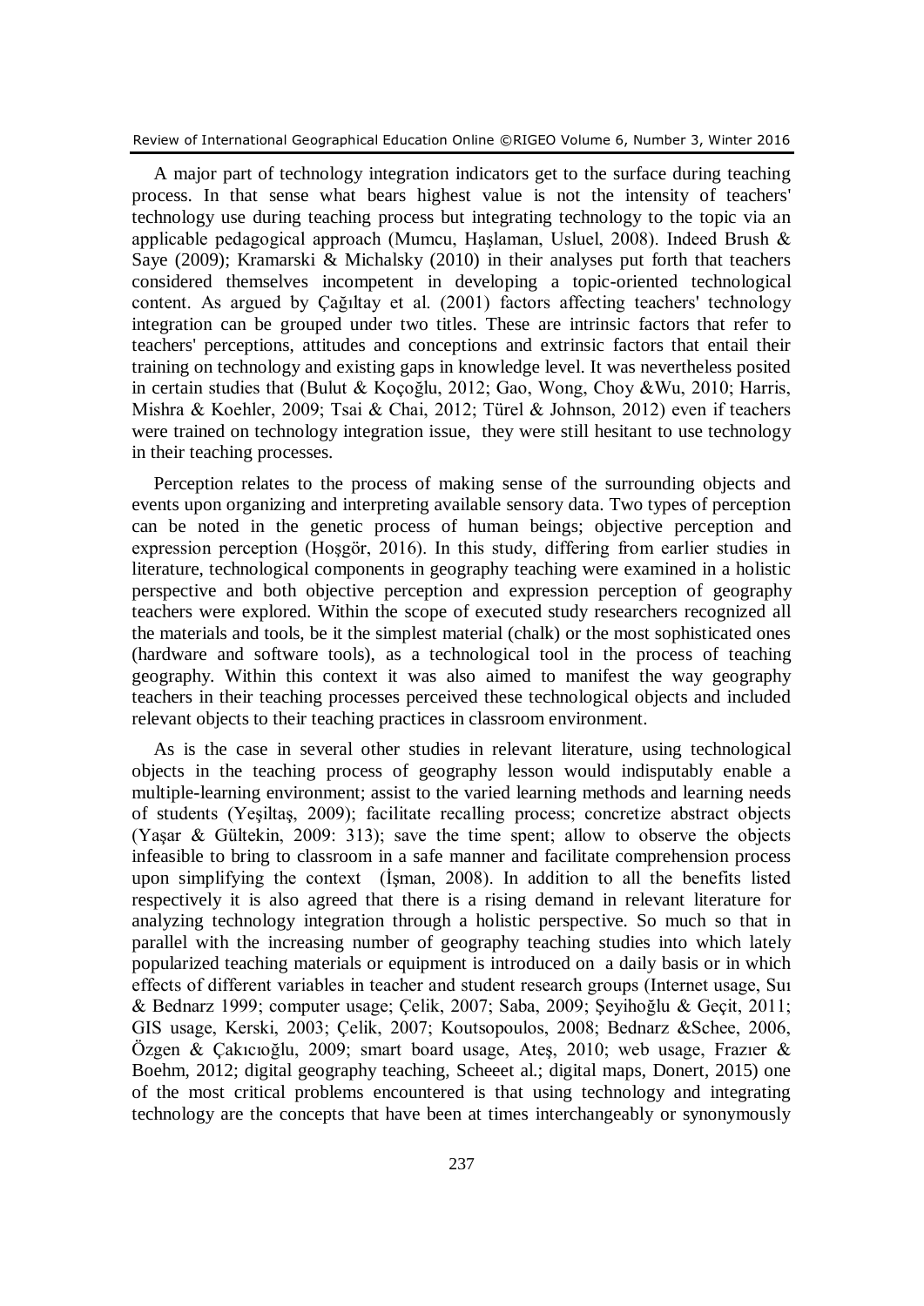A major part of technology integration indicators get to the surface during teaching process. In that sense what bears highest value is not the intensity of teachers' technology use during teaching process but integrating technology to the topic via an applicable pedagogical approach (Mumcu, Haşlaman, Usluel, 2008). Indeed Brush & Saye (2009); Kramarski & Michalsky (2010) in their analyses put forth that teachers considered themselves incompetent in developing a topic-oriented technological content. As argued by Çağıltay et al. (2001) factors affecting teachers' technology integration can be grouped under two titles. These are intrinsic factors that refer to teachers' perceptions, attitudes and conceptions and extrinsic factors that entail their training on technology and existing gaps in knowledge level. It was nevertheless posited in certain studies that (Bulut & Koçoğlu, 2012; Gao, Wong, Choy &Wu, 2010; Harris, Mishra & Koehler, 2009; Tsai & Chai, 2012; Türel & Johnson, 2012) even if teachers were trained on technology integration issue, they were still hesitant to use technology in their teaching processes.

Perception relates to the process of making sense of the surrounding objects and events upon organizing and interpreting available sensory data. Two types of perception can be noted in the genetic process of human beings; objective perception and expression perception (Hoşgör, 2016). In this study, differing from earlier studies in literature, technological components in geography teaching were examined in a holistic perspective and both objective perception and expression perception of geography teachers were explored. Within the scope of executed study researchers recognized all the materials and tools, be it the simplest material (chalk) or the most sophisticated ones (hardware and software tools), as a technological tool in the process of teaching geography. Within this context it was also aimed to manifest the way geography teachers in their teaching processes perceived these technological objects and included relevant objects to their teaching practices in classroom environment.

As is the case in several other studies in relevant literature, using technological objects in the teaching process of geography lesson would indisputably enable a multiple-learning environment; assist to the varied learning methods and learning needs of students (Yeşiltaş, 2009); facilitate recalling process; concretize abstract objects (Yaşar & Gültekin, 2009: 313); save the time spent; allow to observe the objects infeasible to bring to classroom in a safe manner and facilitate comprehension process upon simplifying the context (İşman, 2008). In addition to all the benefits listed respectively it is also agreed that there is a rising demand in relevant literature for analyzing technology integration through a holistic perspective. So much so that in parallel with the increasing number of geography teaching studies into which lately popularized teaching materials or equipment is introduced on a daily basis or in which effects of different variables in teacher and student research groups (Internet usage, Suı & Bednarz 1999; computer usage; Çelik, 2007; Saba, 2009; Şeyihoğlu & Geçit, 2011; GIS usage, Kerski, 2003; Çelik, 2007; Koutsopoulos, 2008; Bednarz &Schee, 2006, Özgen & Çakıcıoğlu, 2009; smart board usage, Ateş, 2010; web usage, Frazıer & Boehm, 2012; digital geography teaching, Scheeet al.; digital maps, Donert, 2015) one of the most critical problems encountered is that using technology and integrating technology are the concepts that have been at times interchangeably or synonymously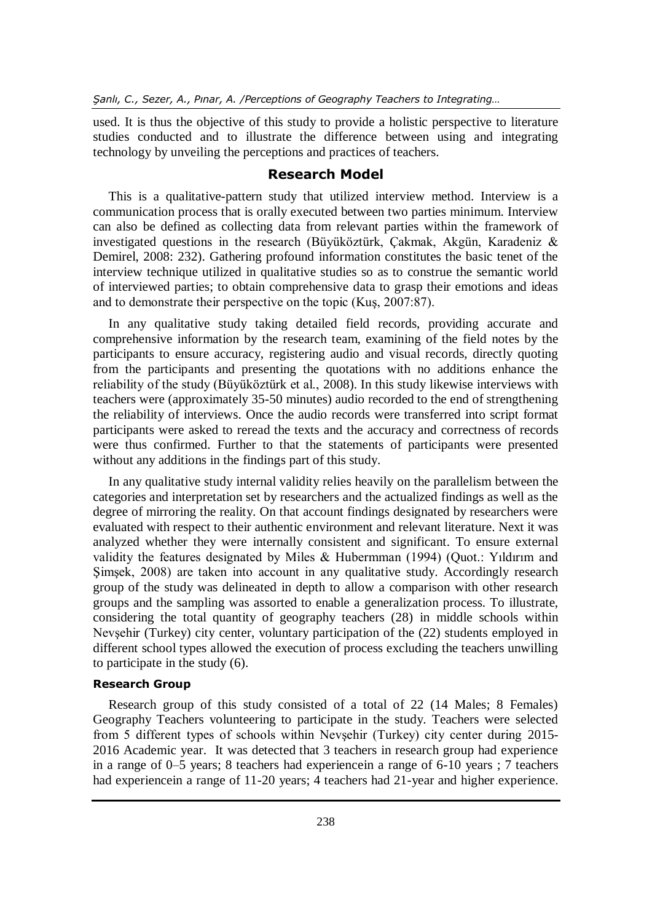used. It is thus the objective of this study to provide a holistic perspective to literature studies conducted and to illustrate the difference between using and integrating technology by unveiling the perceptions and practices of teachers.

## Research Model

This is a qualitative-pattern study that utilized interview method. Interview is a communication process that is orally executed between two parties minimum. Interview can also be defined as collecting data from relevant parties within the framework of investigated questions in the research (Büyüköztürk, Çakmak, Akgün, Karadeniz & Demirel, 2008: 232). Gathering profound information constitutes the basic tenet of the interview technique utilized in qualitative studies so as to construe the semantic world of interviewed parties; to obtain comprehensive data to grasp their emotions and ideas and to demonstrate their perspective on the topic (Kuş, 2007:87).

In any qualitative study taking detailed field records, providing accurate and comprehensive information by the research team, examining of the field notes by the participants to ensure accuracy, registering audio and visual records, directly quoting from the participants and presenting the quotations with no additions enhance the reliability of the study (Büyüköztürk et al., 2008). In this study likewise interviews with teachers were (approximately 35-50 minutes) audio recorded to the end of strengthening the reliability of interviews. Once the audio records were transferred into script format participants were asked to reread the texts and the accuracy and correctness of records were thus confirmed. Further to that the statements of participants were presented without any additions in the findings part of this study.

In any qualitative study internal validity relies heavily on the parallelism between the categories and interpretation set by researchers and the actualized findings as well as the degree of mirroring the reality. On that account findings designated by researchers were evaluated with respect to their authentic environment and relevant literature. Next it was analyzed whether they were internally consistent and significant. To ensure external validity the features designated by Miles & Hubermman (1994) (Quot.: Yıldırım and Şimşek, 2008) are taken into account in any qualitative study. Accordingly research group of the study was delineated in depth to allow a comparison with other research groups and the sampling was assorted to enable a generalization process. To illustrate, considering the total quantity of geography teachers (28) in middle schools within Nevşehir (Turkey) city center, voluntary participation of the (22) students employed in different school types allowed the execution of process excluding the teachers unwilling to participate in the study (6).

### Research Group

Research group of this study consisted of a total of 22 (14 Males; 8 Females) Geography Teachers volunteering to participate in the study. Teachers were selected from 5 different types of schools within Nevşehir (Turkey) city center during 2015-2016 Academic year. It was detected that 3 teachers in research group had experience in a range of 0–5 years; 8 teachers had experiencein a range of 6-10 years ; 7 teachers had experiencein a range of 11-20 years; 4 teachers had 21-year and higher experience.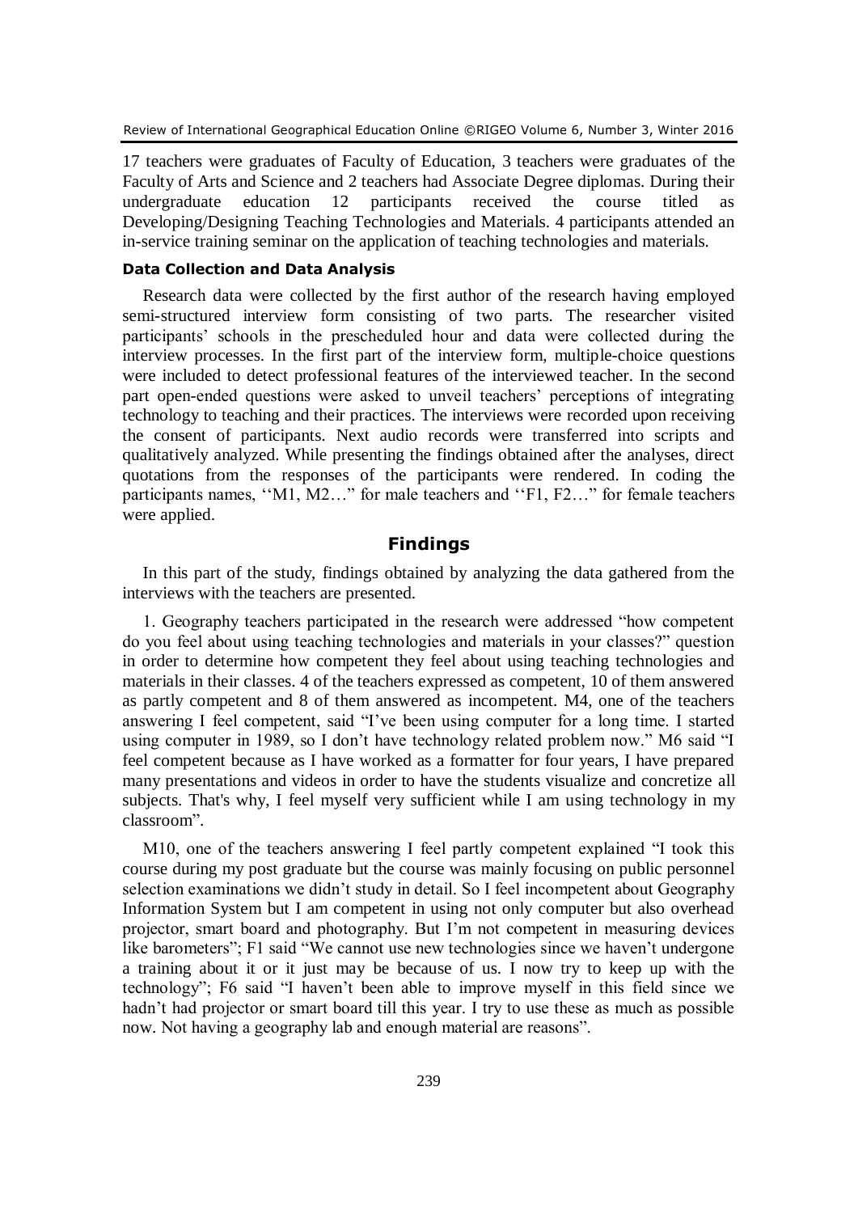17 teachers were graduates of Faculty of Education, 3 teachers were graduates of the Faculty of Arts and Science and 2 teachers had Associate Degree diplomas. During their undergraduate education 12 participants received the course titled as Developing/Designing Teaching Technologies and Materials. 4 participants attended an in-service training seminar on the application of teaching technologies and materials.

### Data Collection and Data Analysis

Research data were collected by the first author of the research having employed semi-structured interview form consisting of two parts. The researcher visited participants' schools in the prescheduled hour and data were collected during the interview processes. In the first part of the interview form, multiple-choice questions were included to detect professional features of the interviewed teacher. In the second part open-ended questions were asked to unveil teachers' perceptions of integrating technology to teaching and their practices. The interviews were recorded upon receiving the consent of participants. Next audio records were transferred into scripts and qualitatively analyzed. While presenting the findings obtained after the analyses, direct quotations from the responses of the participants were rendered. In coding the participants names, ''M1, M2…" for male teachers and ''F1, F2…" for female teachers were applied.

## Findings

In this part of the study, findings obtained by analyzing the data gathered from the interviews with the teachers are presented.

1. Geography teachers participated in the research were addressed "how competent do you feel about using teaching technologies and materials in your classes?" question in order to determine how competent they feel about using teaching technologies and materials in their classes. 4 of the teachers expressed as competent, 10 of them answered as partly competent and 8 of them answered as incompetent. M4, one of the teachers answering I feel competent, said "I've been using computer for a long time. I started using computer in 1989, so I don't have technology related problem now." M6 said "I feel competent because as I have worked as a formatter for four years, I have prepared many presentations and videos in order to have the students visualize and concretize all subjects. That's why, I feel myself very sufficient while I am using technology in my classroom".

M10, one of the teachers answering I feel partly competent explained "I took this course during my post graduate but the course was mainly focusing on public personnel selection examinations we didn't study in detail. So I feel incompetent about Geography Information System but I am competent in using not only computer but also overhead projector, smart board and photography. But I'm not competent in measuring devices like barometers"; F1 said "We cannot use new technologies since we haven't undergone a training about it or it just may be because of us. I now try to keep up with the technology"; F6 said "I haven't been able to improve myself in this field since we hadn't had projector or smart board till this year. I try to use these as much as possible now. Not having a geography lab and enough material are reasons".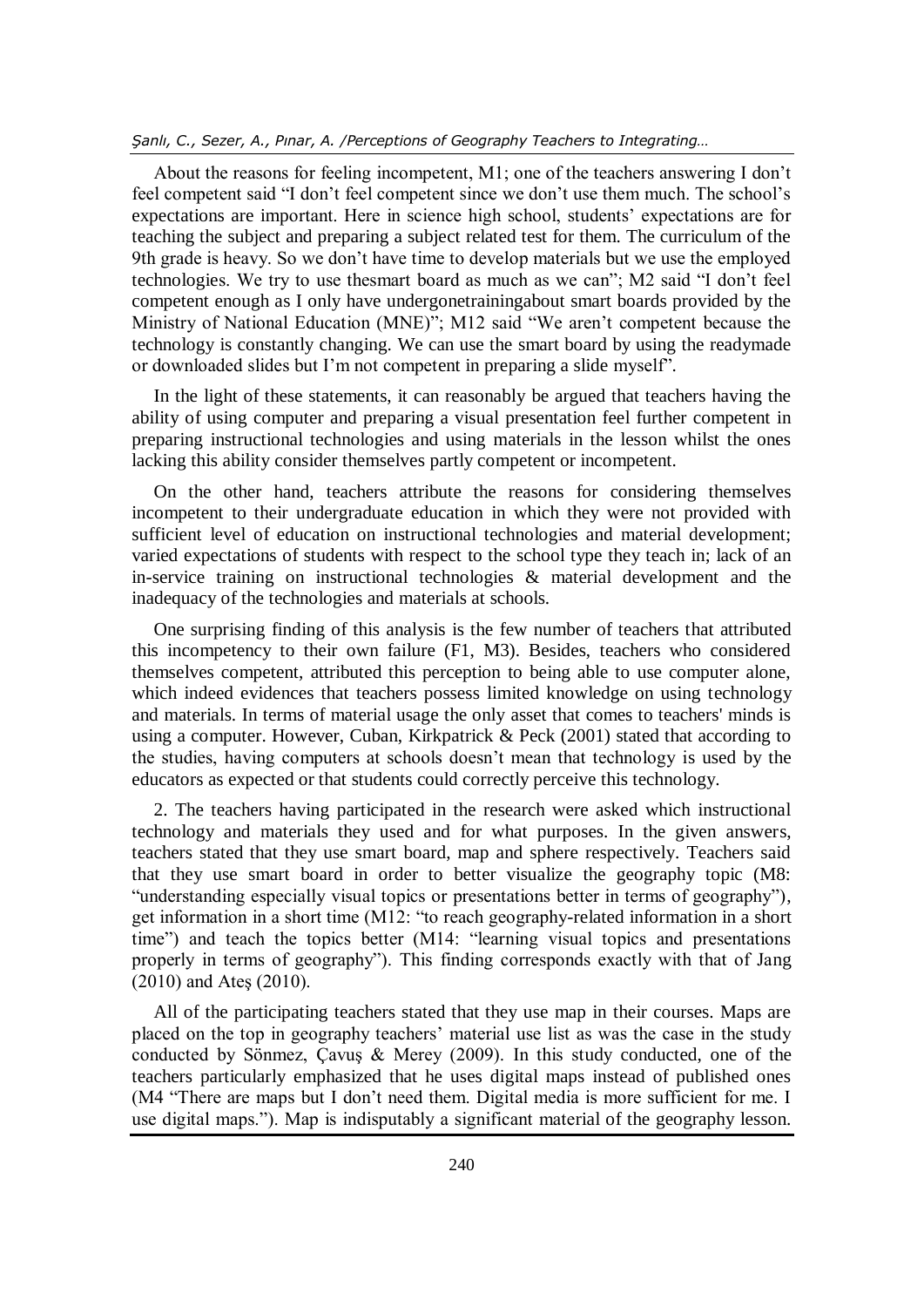About the reasons for feeling incompetent, M1; one of the teachers answering I don't feel competent said "I don't feel competent since we don't use them much. The school's expectations are important. Here in science high school, students' expectations are for teaching the subject and preparing a subject related test for them. The curriculum of the 9th grade is heavy. So we don't have time to develop materials but we use the employed technologies. We try to use thesmart board as much as we can"; M2 said "I don't feel competent enough as I only have undergonetrainingabout smart boards provided by the Ministry of National Education (MNE)"; M12 said "We aren't competent because the technology is constantly changing. We can use the smart board by using the readymade or downloaded slides but I'm not competent in preparing a slide myself".

In the light of these statements, it can reasonably be argued that teachers having the ability of using computer and preparing a visual presentation feel further competent in preparing instructional technologies and using materials in the lesson whilst the ones lacking this ability consider themselves partly competent or incompetent.

On the other hand, teachers attribute the reasons for considering themselves incompetent to their undergraduate education in which they were not provided with sufficient level of education on instructional technologies and material development; varied expectations of students with respect to the school type they teach in; lack of an in-service training on instructional technologies & material development and the inadequacy of the technologies and materials at schools.

One surprising finding of this analysis is the few number of teachers that attributed this incompetency to their own failure (F1, M3). Besides, teachers who considered themselves competent, attributed this perception to being able to use computer alone, which indeed evidences that teachers possess limited knowledge on using technology and materials. In terms of material usage the only asset that comes to teachers' minds is using a computer. However, Cuban, Kirkpatrick & Peck (2001) stated that according to the studies, having computers at schools doesn't mean that technology is used by the educators as expected or that students could correctly perceive this technology.

2. The teachers having participated in the research were asked which instructional technology and materials they used and for what purposes. In the given answers, teachers stated that they use smart board, map and sphere respectively. Teachers said that they use smart board in order to better visualize the geography topic (M8: "understanding especially visual topics or presentations better in terms of geography"), get information in a short time (M12: "to reach geography-related information in a short time") and teach the topics better (M14: "learning visual topics and presentations properly in terms of geography"). This finding corresponds exactly with that of Jang (2010) and Ateş (2010).

All of the participating teachers stated that they use map in their courses. Maps are placed on the top in geography teachers' material use list as was the case in the study conducted by Sönmez, Çavuş & Merey (2009). In this study conducted, one of the teachers particularly emphasized that he uses digital maps instead of published ones (M4 "There are maps but I don't need them. Digital media is more sufficient for me. I use digital maps."). Map is indisputably a significant material of the geography lesson.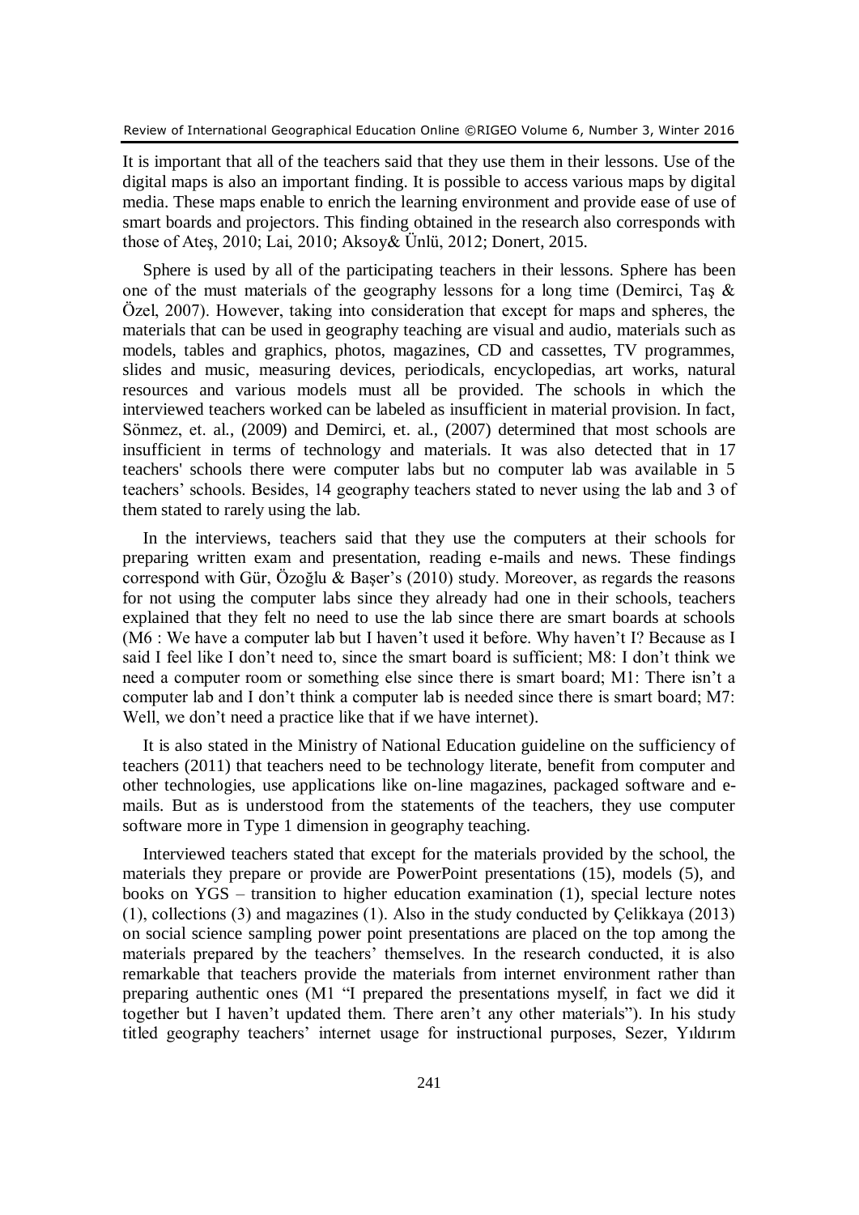It is important that all of the teachers said that they use them in their lessons. Use of the digital maps is also an important finding. It is possible to access various maps by digital media. These maps enable to enrich the learning environment and provide ease of use of smart boards and projectors. This finding obtained in the research also corresponds with those of Ateş, 2010; Lai, 2010; Aksoy& Ünlü, 2012; Donert, 2015.

Sphere is used by all of the participating teachers in their lessons. Sphere has been one of the must materials of the geography lessons for a long time (Demirci, Taş & Özel, 2007). However, taking into consideration that except for maps and spheres, the materials that can be used in geography teaching are visual and audio, materials such as models, tables and graphics, photos, magazines, CD and cassettes, TV programmes, slides and music, measuring devices, periodicals, encyclopedias, art works, natural resources and various models must all be provided. The schools in which the interviewed teachers worked can be labeled as insufficient in material provision. In fact, Sönmez, et. al., (2009) and Demirci, et. al., (2007) determined that most schools are insufficient in terms of technology and materials. It was also detected that in 17 teachers' schools there were computer labs but no computer lab was available in 5 teachers' schools. Besides, 14 geography teachers stated to never using the lab and 3 of them stated to rarely using the lab.

In the interviews, teachers said that they use the computers at their schools for preparing written exam and presentation, reading e-mails and news. These findings correspond with Gür, Özoğlu & Başer's (2010) study. Moreover, as regards the reasons for not using the computer labs since they already had one in their schools, teachers explained that they felt no need to use the lab since there are smart boards at schools (M6 : We have a computer lab but I haven't used it before. Why haven't I? Because as I said I feel like I don't need to, since the smart board is sufficient; M8: I don't think we need a computer room or something else since there is smart board; M1: There isn't a computer lab and I don't think a computer lab is needed since there is smart board; M7: Well, we don't need a practice like that if we have internet).

It is also stated in the Ministry of National Education guideline on the sufficiency of teachers (2011) that teachers need to be technology literate, benefit from computer and other technologies, use applications like on-line magazines, packaged software and e-mails. But as is understood from the statements of the teachers, they use computer software more in Type 1 dimension in geography teaching.

Interviewed teachers stated that except for the materials provided by the school, the materials they prepare or provide are PowerPoint presentations (15), models (5), and books on YGS – transition to higher education examination (1), special lecture notes (1), collections (3) and magazines (1). Also in the study conducted by Çelikkaya (2013) on social science sampling power point presentations are placed on the top among the materials prepared by the teachers' themselves. In the research conducted, it is also remarkable that teachers provide the materials from internet environment rather than preparing authentic ones (M1 "I prepared the presentations myself, in fact we did it together but I haven't updated them. There aren't any other materials"). In his study titled geography teachers' internet usage for instructional purposes, Sezer, Yıldırım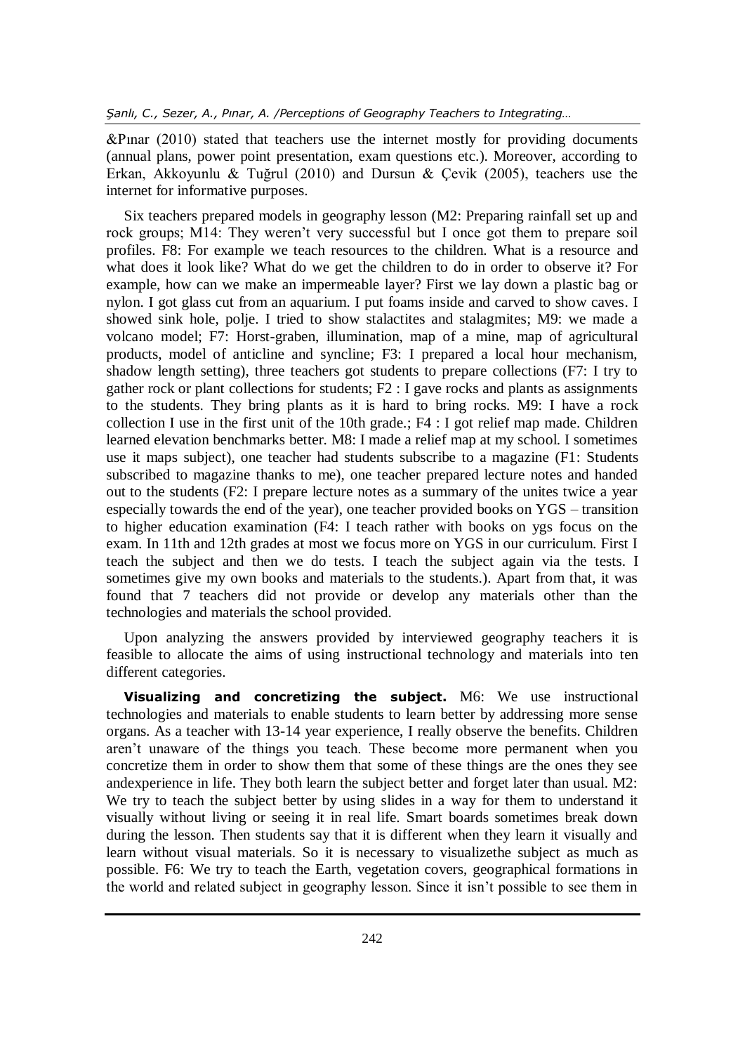&Pınar (2010) stated that teachers use the internet mostly for providing documents (annual plans, power point presentation, exam questions etc.). Moreover, according to Erkan, Akkoyunlu & Tuğrul (2010) and Dursun & Çevik (2005), teachers use the internet for informative purposes.

Six teachers prepared models in geography lesson (M2: Preparing rainfall set up and rock groups; M14: They weren't very successful but I once got them to prepare soil profiles. F8: For example we teach resources to the children. What is a resource and what does it look like? What do we get the children to do in order to observe it? For example, how can we make an impermeable layer? First we lay down a plastic bag or nylon. I got glass cut from an aquarium. I put foams inside and carved to show caves. I showed sink hole, polje. I tried to show stalactites and stalagmites; M9: we made a volcano model; F7: Horst-graben, illumination, map of a mine, map of agricultural products, model of anticline and syncline; F3: I prepared a local hour mechanism, shadow length setting), three teachers got students to prepare collections (F7: I try to gather rock or plant collections for students; F2 : I gave rocks and plants as assignments to the students. They bring plants as it is hard to bring rocks. M9: I have a rock collection I use in the first unit of the 10th grade.; F4 : I got relief map made. Children learned elevation benchmarks better. M8: I made a relief map at my school. I sometimes use it maps subject), one teacher had students subscribe to a magazine (F1: Students subscribed to magazine thanks to me), one teacher prepared lecture notes and handed out to the students (F2: I prepare lecture notes as a summary of the unites twice a year especially towards the end of the year), one teacher provided books on YGS – transition to higher education examination (F4: I teach rather with books on ygs focus on the exam. In 11th and 12th grades at most we focus more on YGS in our curriculum. First I teach the subject and then we do tests. I teach the subject again via the tests. I sometimes give my own books and materials to the students.). Apart from that, it was found that 7 teachers did not provide or develop any materials other than the technologies and materials the school provided.

Upon analyzing the answers provided by interviewed geography teachers it is feasible to allocate the aims of using instructional technology and materials into ten different categories.

**Visualizing and concretizing the subject.** M6: We use instructional technologies and materials to enable students to learn better by addressing more sense organs. As a teacher with 13-14 year experience, I really observe the benefits. Children aren't unaware of the things you teach. These become more permanent when you concretize them in order to show them that some of these things are the ones they see andexperience in life. They both learn the subject better and forget later than usual. M2: We try to teach the subject better by using slides in a way for them to understand it visually without living or seeing it in real life. Smart boards sometimes break down during the lesson. Then students say that it is different when they learn it visually and learn without visual materials. So it is necessary to visualizethe subject as much as possible. F6: We try to teach the Earth, vegetation covers, geographical formations in the world and related subject in geography lesson. Since it isn't possible to see them in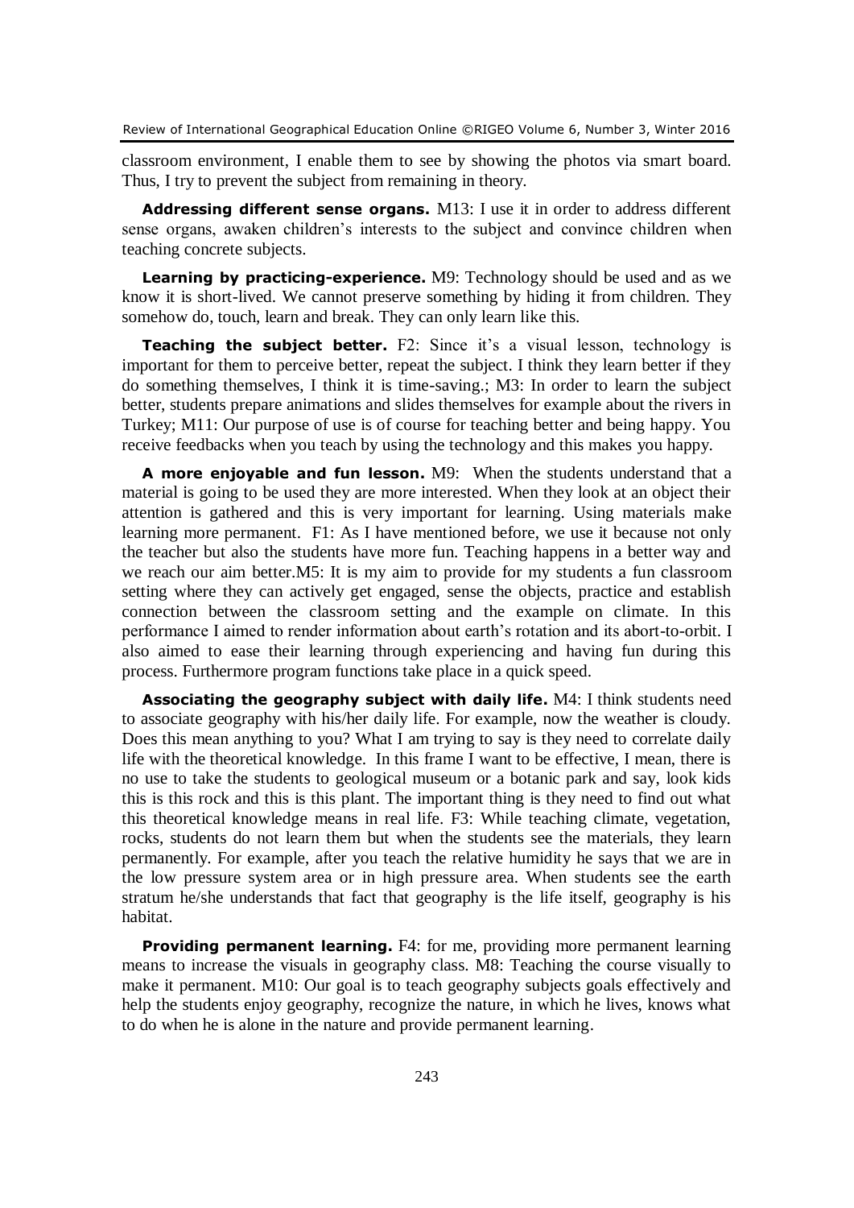classroom environment, I enable them to see by showing the photos via smart board. Thus, I try to prevent the subject from remaining in theory.

**Addressing different sense organs.** M13: I use it in order to address different sense organs, awaken children's interests to the subject and convince children when teaching concrete subjects.

**Learning by practicing-experience.** M9: Technology should be used and as we know it is short-lived. We cannot preserve something by hiding it from children. They somehow do, touch, learn and break. They can only learn like this.

**Teaching the subject better.** F2: Since it's a visual lesson, technology is important for them to perceive better, repeat the subject. I think they learn better if they do something themselves, I think it is time-saving.; M3: In order to learn the subject better, students prepare animations and slides themselves for example about the rivers in Turkey; M11: Our purpose of use is of course for teaching better and being happy. You receive feedbacks when you teach by using the technology and this makes you happy.

**A more enjoyable and fun lesson.** M9: When the students understand that a material is going to be used they are more interested. When they look at an object their attention is gathered and this is very important for learning. Using materials make learning more permanent. F1: As I have mentioned before, we use it because not only the teacher but also the students have more fun. Teaching happens in a better way and we reach our aim better.M5: It is my aim to provide for my students a fun classroom setting where they can actively get engaged, sense the objects, practice and establish connection between the classroom setting and the example on climate. In this performance I aimed to render information about earth's rotation and its abort-to-orbit. I also aimed to ease their learning through experiencing and having fun during this process. Furthermore program functions take place in a quick speed.

**Associating the geography subject with daily life.** M4: I think students need to associate geography with his/her daily life. For example, now the weather is cloudy. Does this mean anything to you? What I am trying to say is they need to correlate daily life with the theoretical knowledge. In this frame I want to be effective, I mean, there is no use to take the students to geological museum or a botanic park and say, look kids this is this rock and this is this plant. The important thing is they need to find out what this theoretical knowledge means in real life. F3: While teaching climate, vegetation, rocks, students do not learn them but when the students see the materials, they learn permanently. For example, after you teach the relative humidity he says that we are in the low pressure system area or in high pressure area. When students see the earth stratum he/she understands that fact that geography is the life itself, geography is his habitat.

**Providing permanent learning.** F4: for me, providing more permanent learning means to increase the visuals in geography class. M8: Teaching the course visually to make it permanent. M10: Our goal is to teach geography subjects goals effectively and help the students enjoy geography, recognize the nature, in which he lives, knows what to do when he is alone in the nature and provide permanent learning.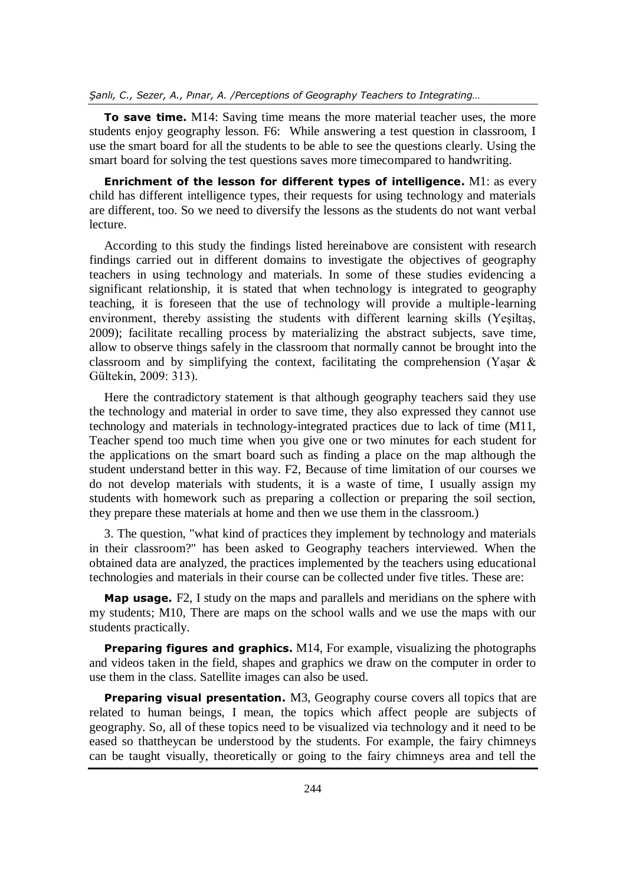**To save time.** M14: Saving time means the more material teacher uses, the more students enjoy geography lesson. F6: While answering a test question in classroom, I use the smart board for all the students to be able to see the questions clearly. Using the smart board for solving the test questions saves more timecompared to handwriting.

**Enrichment of the lesson for different types of intelligence.** M1: as every child has different intelligence types, their requests for using technology and materials are different, too. So we need to diversify the lessons as the students do not want verbal lecture.

According to this study the findings listed hereinabove are consistent with research findings carried out in different domains to investigate the objectives of geography teachers in using technology and materials. In some of these studies evidencing a significant relationship, it is stated that when technology is integrated to geography teaching, it is foreseen that the use of technology will provide a multiple-learning environment, thereby assisting the students with different learning skills (Yeşiltaş, 2009); facilitate recalling process by materializing the abstract subjects, save time, allow to observe things safely in the classroom that normally cannot be brought into the classroom and by simplifying the context, facilitating the comprehension (Yaşar & Gültekin, 2009: 313).

Here the contradictory statement is that although geography teachers said they use the technology and material in order to save time, they also expressed they cannot use technology and materials in technology-integrated practices due to lack of time (M11, Teacher spend too much time when you give one or two minutes for each student for the applications on the smart board such as finding a place on the map although the student understand better in this way. F2, Because of time limitation of our courses we do not develop materials with students, it is a waste of time, I usually assign my students with homework such as preparing a collection or preparing the soil section, they prepare these materials at home and then we use them in the classroom.)

3. The question, "what kind of practices they implement by technology and materials in their classroom?" has been asked to Geography teachers interviewed. When the obtained data are analyzed, the practices implemented by the teachers using educational technologies and materials in their course can be collected under five titles. These are:

**Map usage.** F2, I study on the maps and parallels and meridians on the sphere with my students; M10, There are maps on the school walls and we use the maps with our students practically.

**Preparing figures and graphics.** M14, For example, visualizing the photographs and videos taken in the field, shapes and graphics we draw on the computer in order to use them in the class. Satellite images can also be used.

**Preparing visual presentation.** M3, Geography course covers all topics that are related to human beings, I mean, the topics which affect people are subjects of geography. So, all of these topics need to be visualized via technology and it need to be eased so thattheycan be understood by the students. For example, the fairy chimneys can be taught visually, theoretically or going to the fairy chimneys area and tell the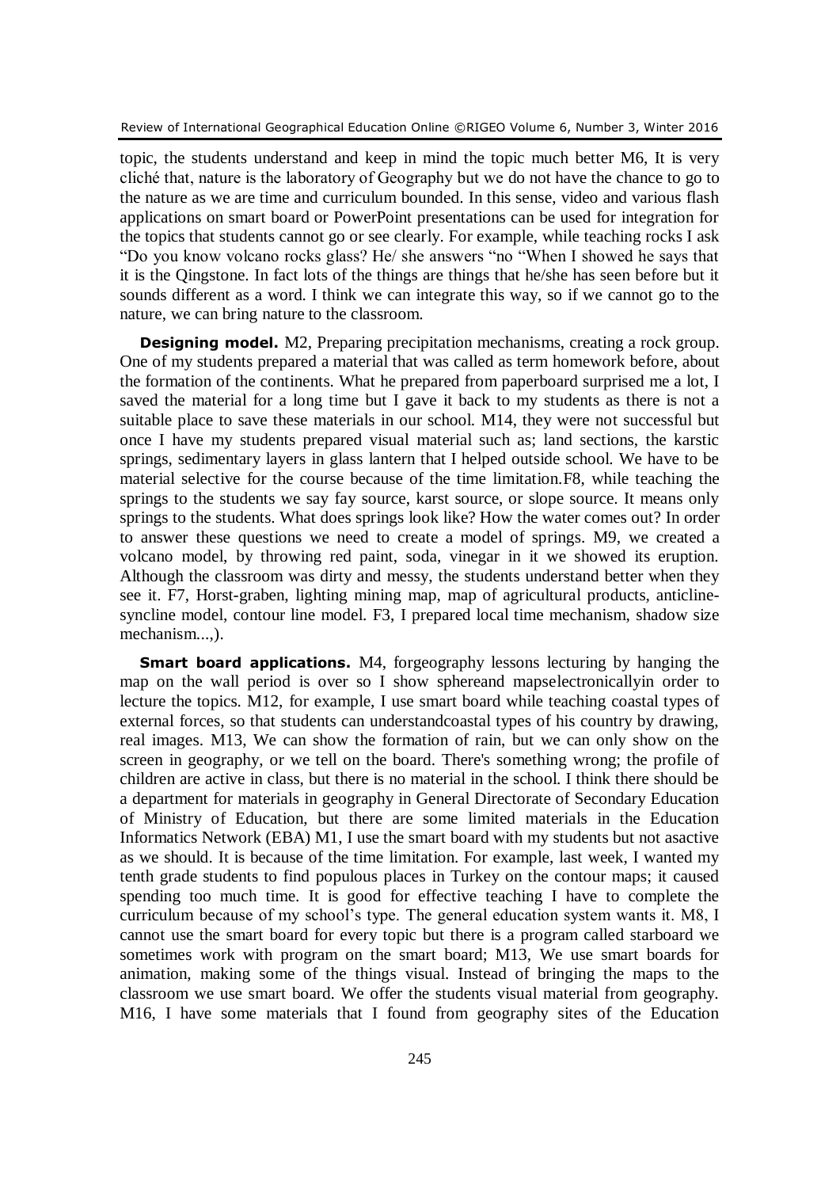topic, the students understand and keep in mind the topic much better M6, It is very cliché that, nature is the laboratory of Geography but we do not have the chance to go to the nature as we are time and curriculum bounded. In this sense, video and various flash applications on smart board or PowerPoint presentations can be used for integration for the topics that students cannot go or see clearly. For example, while teaching rocks I ask "Do you know volcano rocks glass? He/ she answers "no "When I showed he says that it is the Qingstone. In fact lots of the things are things that he/she has seen before but it sounds different as a word. I think we can integrate this way, so if we cannot go to the nature, we can bring nature to the classroom.

**Designing model.** M2, Preparing precipitation mechanisms, creating a rock group. One of my students prepared a material that was called as term homework before, about the formation of the continents. What he prepared from paperboard surprised me a lot, I saved the material for a long time but I gave it back to my students as there is not a suitable place to save these materials in our school. M14, they were not successful but once I have my students prepared visual material such as; land sections, the karstic springs, sedimentary layers in glass lantern that I helped outside school. We have to be material selective for the course because of the time limitation.F8, while teaching the springs to the students we say fay source, karst source, or slope source. It means only springs to the students. What does springs look like? How the water comes out? In order to answer these questions we need to create a model of springs. M9, we created a volcano model, by throwing red paint, soda, vinegar in it we showed its eruption. Although the classroom was dirty and messy, the students understand better when they see it. F7, Horst-graben, lighting mining map, map of agricultural products, anticline-syncline model, contour line model. F3, I prepared local time mechanism, shadow size mechanism...,).

**Smart board applications.** M4, forgeography lessons lecturing by hanging the map on the wall period is over so I show sphereand mapselectronicallyin order to lecture the topics. M12, for example, I use smart board while teaching coastal types of external forces, so that students can understandcoastal types of his country by drawing, real images. M13, We can show the formation of rain, but we can only show on the screen in geography, or we tell on the board. There's something wrong; the profile of children are active in class, but there is no material in the school. I think there should be a department for materials in geography in General Directorate of Secondary Education of Ministry of Education, but there are some limited materials in the Education Informatics Network (EBA) M1, I use the smart board with my students but not asactive as we should. It is because of the time limitation. For example, last week, I wanted my tenth grade students to find populous places in Turkey on the contour maps; it caused spending too much time. It is good for effective teaching I have to complete the curriculum because of my school's type. The general education system wants it. M8, I cannot use the smart board for every topic but there is a program called starboard we sometimes work with program on the smart board; M13, We use smart boards for animation, making some of the things visual. Instead of bringing the maps to the classroom we use smart board. We offer the students visual material from geography. M16, I have some materials that I found from geography sites of the Education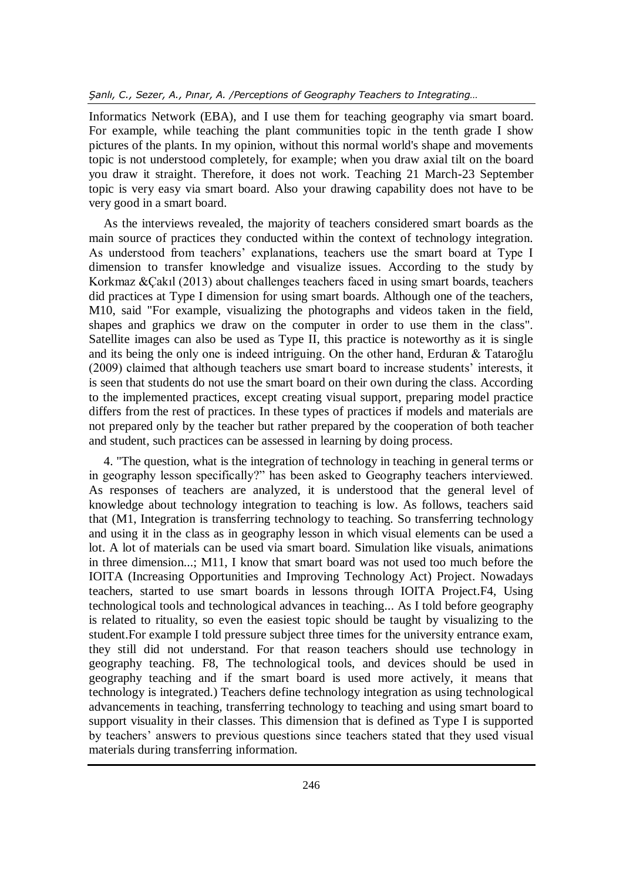Informatics Network (EBA), and I use them for teaching geography via smart board. For example, while teaching the plant communities topic in the tenth grade I show pictures of the plants. In my opinion, without this normal world's shape and movements topic is not understood completely, for example; when you draw axial tilt on the board you draw it straight. Therefore, it does not work. Teaching 21 March-23 September topic is very easy via smart board. Also your drawing capability does not have to be very good in a smart board.

As the interviews revealed, the majority of teachers considered smart boards as the main source of practices they conducted within the context of technology integration. As understood from teachers' explanations, teachers use the smart board at Type I dimension to transfer knowledge and visualize issues. According to the study by Korkmaz &Çakıl (2013) about challenges teachers faced in using smart boards, teachers did practices at Type I dimension for using smart boards. Although one of the teachers, M10, said "For example, visualizing the photographs and videos taken in the field, shapes and graphics we draw on the computer in order to use them in the class". Satellite images can also be used as Type II, this practice is noteworthy as it is single and its being the only one is indeed intriguing. On the other hand, Erduran & Tataroğlu (2009) claimed that although teachers use smart board to increase students' interests, it is seen that students do not use the smart board on their own during the class. According to the implemented practices, except creating visual support, preparing model practice differs from the rest of practices. In these types of practices if models and materials are not prepared only by the teacher but rather prepared by the cooperation of both teacher and student, such practices can be assessed in learning by doing process.

4. "The question, what is the integration of technology in teaching in general terms or in geography lesson specifically?" has been asked to Geography teachers interviewed. As responses of teachers are analyzed, it is understood that the general level of knowledge about technology integration to teaching is low. As follows, teachers said that (M1, Integration is transferring technology to teaching. So transferring technology and using it in the class as in geography lesson in which visual elements can be used a lot. A lot of materials can be used via smart board. Simulation like visuals, animations in three dimension...; M11, I know that smart board was not used too much before the IOITA (Increasing Opportunities and Improving Technology Act) Project. Nowadays teachers, started to use smart boards in lessons through IOITA Project.F4, Using technological tools and technological advances in teaching... As I told before geography is related to rituality, so even the easiest topic should be taught by visualizing to the student.For example I told pressure subject three times for the university entrance exam, they still did not understand. For that reason teachers should use technology in geography teaching. F8, The technological tools, and devices should be used in geography teaching and if the smart board is used more actively, it means that technology is integrated.) Teachers define technology integration as using technological advancements in teaching, transferring technology to teaching and using smart board to support visuality in their classes. This dimension that is defined as Type I is supported by teachers' answers to previous questions since teachers stated that they used visual materials during transferring information.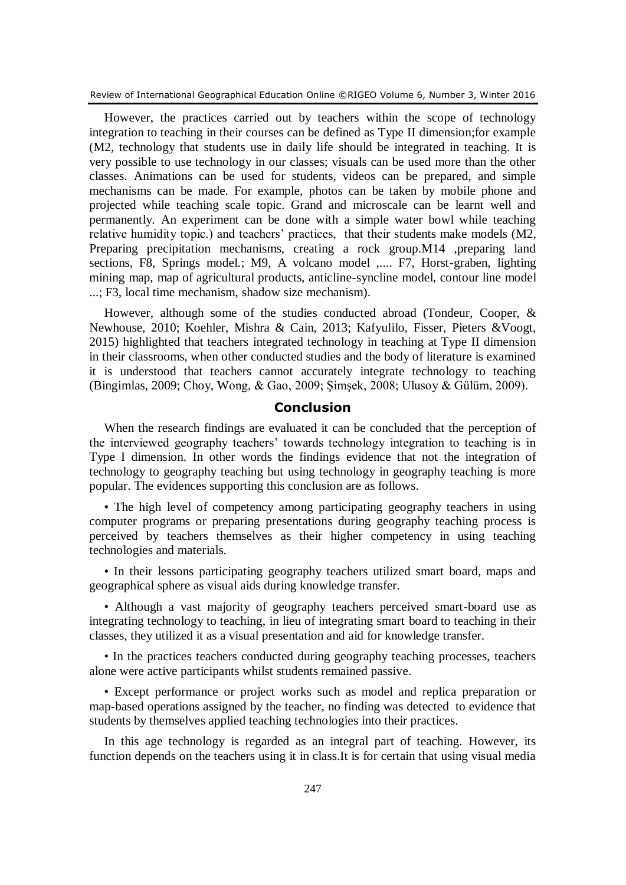However, the practices carried out by teachers within the scope of technology integration to teaching in their courses can be defined as Type II dimension;for example (M2, technology that students use in daily life should be integrated in teaching. It is very possible to use technology in our classes; visuals can be used more than the other classes. Animations can be used for students, videos can be prepared, and simple mechanisms can be made. For example, photos can be taken by mobile phone and projected while teaching scale topic. Grand and microscale can be learnt well and permanently. An experiment can be done with a simple water bowl while teaching relative humidity topic.) and teachers' practices, that their students make models (M2, Preparing precipitation mechanisms, creating a rock group.M14 ,preparing land sections, F8, Springs model.; M9, A volcano model ,.... F7, Horst-graben, lighting mining map, map of agricultural products, anticline-syncline model, contour line model ...; F3, local time mechanism, shadow size mechanism).

However, although some of the studies conducted abroad (Tondeur, Cooper, & Newhouse, 2010; Koehler, Mishra & Cain, 2013; Kafyulilo, Fisser, Pieters &Voogt, 2015) highlighted that teachers integrated technology in teaching at Type II dimension in their classrooms, when other conducted studies and the body of literature is examined it is understood that teachers cannot accurately integrate technology to teaching (Bingimlas, 2009; Choy, Wong, & Gao, 2009; Şimşek, 2008; Ulusoy & Gülüm, 2009).

## Conclusion

When the research findings are evaluated it can be concluded that the perception of the interviewed geography teachers' towards technology integration to teaching is in Type I dimension. In other words the findings evidence that not the integration of technology to geography teaching but using technology in geography teaching is more popular. The evidences supporting this conclusion are as follows.

- The high level of competency among participating geography teachers in using computer programs or preparing presentations during geography teaching process is perceived by teachers themselves as their higher competency in using teaching technologies and materials.
- In their lessons participating geography teachers utilized smart board, maps and geographical sphere as visual aids during knowledge transfer.
- Although a vast majority of geography teachers perceived smart-board use as integrating technology to teaching, in lieu of integrating smart board to teaching in their classes, they utilized it as a visual presentation and aid for knowledge transfer.
- In the practices teachers conducted during geography teaching processes, teachers alone were active participants whilst students remained passive.
- Except performance or project works such as model and replica preparation or map-based operations assigned by the teacher, no finding was detected to evidence that students by themselves applied teaching technologies into their practices.

In this age technology is regarded as an integral part of teaching. However, its function depends on the teachers using it in class.It is for certain that using visual media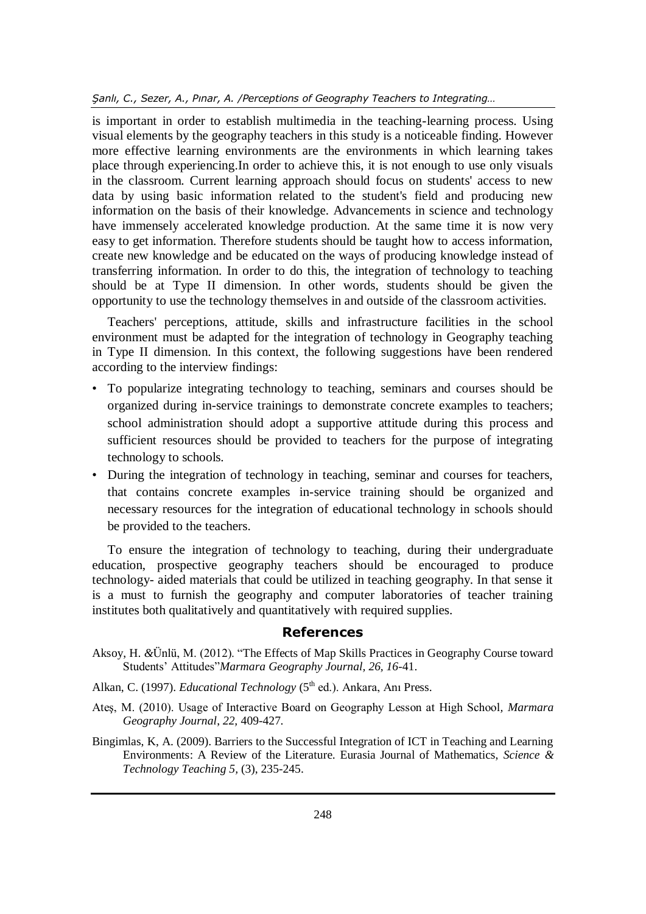is important in order to establish multimedia in the teaching-learning process. Using visual elements by the geography teachers in this study is a noticeable finding. However more effective learning environments are the environments in which learning takes place through experiencing.In order to achieve this, it is not enough to use only visuals in the classroom. Current learning approach should focus on students' access to new data by using basic information related to the student's field and producing new information on the basis of their knowledge. Advancements in science and technology have immensely accelerated knowledge production. At the same time it is now very easy to get information. Therefore students should be taught how to access information, create new knowledge and be educated on the ways of producing knowledge instead of transferring information. In order to do this, the integration of technology to teaching should be at Type II dimension. In other words, students should be given the opportunity to use the technology themselves in and outside of the classroom activities.

Teachers' perceptions, attitude, skills and infrastructure facilities in the school environment must be adapted for the integration of technology in Geography teaching in Type II dimension. In this context, the following suggestions have been rendered according to the interview findings:

- To popularize integrating technology to teaching, seminars and courses should be organized during in-service trainings to demonstrate concrete examples to teachers; school administration should adopt a supportive attitude during this process and sufficient resources should be provided to teachers for the purpose of integrating technology to schools.
- During the integration of technology in teaching, seminar and courses for teachers, that contains concrete examples in-service training should be organized and necessary resources for the integration of educational technology in schools should be provided to the teachers.

To ensure the integration of technology to teaching, during their undergraduate education, prospective geography teachers should be encouraged to produce technology- aided materials that could be utilized in teaching geography. In that sense it is a must to furnish the geography and computer laboratories of teacher training institutes both qualitatively and quantitatively with required supplies.

## References

Aksoy, H. &Ünlü, M. (2012). "The Effects of Map Skills Practices in Geography Course toward Students' Attitudes"*Marmara Geography Journal, 26, 16*-41.

Alkan, C. (1997). *Educational Technology* (5th ed.). Ankara, Anı Press.

Ateş, M. (2010). Usage of Interactive Board on Geography Lesson at High School*, Marmara Geography Journal, 22,* 409-427.

Bingimlas, K, A. (2009). Barriers to the Successful Integration of ICT in Teaching and Learning Environments: A Review of the Literature. Eurasia Journal of Mathematics, *Science & Technology Teaching 5,* (3), 235-245.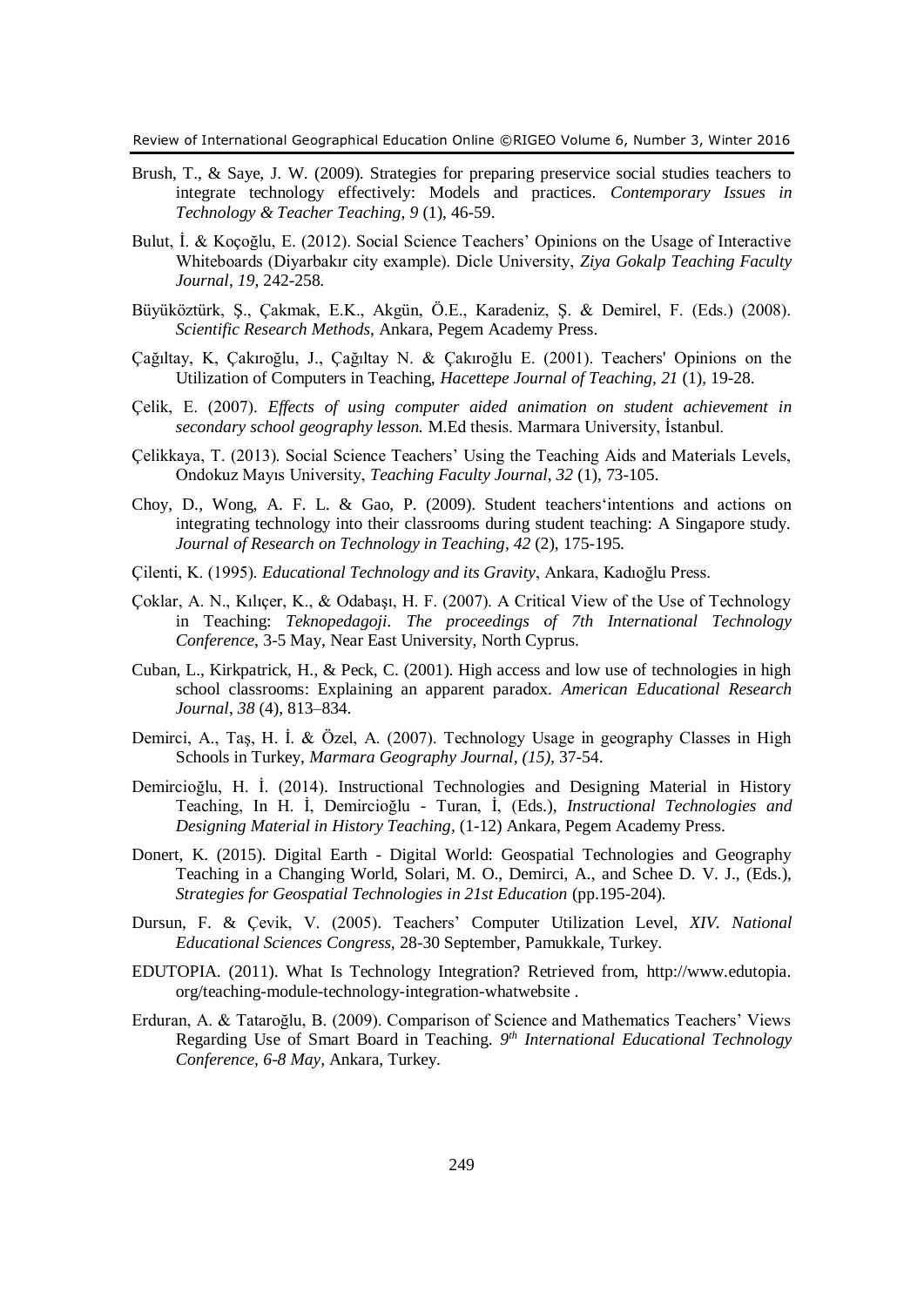Brush, T., & Saye, J. W. (2009). Strategies for preparing preservice social studies teachers to integrate technology effectively: Models and practices. *Contemporary Issues in Technology & Teacher Teaching, 9* (1), 46-59.

Bulut, İ. & Koçoğlu, E. (2012). Social Science Teachers' Opinions on the Usage of Interactive Whiteboards (Diyarbakır city example). Dicle University, *Ziya Gokalp Teaching Faculty Journal*, *19,* 242-258.

Büyüköztürk, Ş., Çakmak, E.K., Akgün, Ö.E., Karadeniz, Ş. & Demirel, F. (Eds.) (2008). *Scientific Research Methods,* Ankara, Pegem Academy Press.

Çağıltay, K, Çakıroğlu, J., Çağıltay N. & Çakıroğlu E. (2001). Teachers' Opinions on the Utilization of Computers in Teaching, *Hacettepe Journal of Teaching*, *21* (1), 19-28.

Çelik, E. (2007). *Effects of using computer aided animation on student achievement in secondary school geography lesson.* M.Ed thesis. Marmara University, İstanbul.

Çelikkaya, T. (2013). Social Science Teachers' Using the Teaching Aids and Materials Levels, Ondokuz Mayıs University, *Teaching Faculty Journal*, *32* (1), 73-105.

Choy, D., Wong, A. F. L. & Gao, P. (2009). Student teachers'intentions and actions on integrating technology into their classrooms during student teaching: A Singapore study. *Journal of Research on Technology in Teaching*, *42* (2), 175-195.

Çilenti, K. (1995). *Educational Technology and its Gravity*, Ankara, Kadıoğlu Press.

Çoklar, A. N., Kılıçer, K., & Odabaşı, H. F. (2007). A Critical View of the Use of Technology in Teaching: *Teknopedagoji*. *The proceedings of 7th International Technology Conference*, 3-5 May, Near East University, North Cyprus.

Cuban, L., Kirkpatrick, H., & Peck, C. (2001). High access and low use of technologies in high school classrooms: Explaining an apparent paradox. *American Educational Research Journal*, *38* (4), 813–834.

Demirci, A., Taş, H. İ. & Özel, A. (2007). Technology Usage in geography Classes in High Schools in Turkey, *Marmara Geography Journal, (15),* 37-54.

Demircioğlu, H. İ. (2014). Instructional Technologies and Designing Material in History Teaching, In H. İ, Demircioğlu - Turan, İ, (Eds.), *Instructional Technologies and Designing Material in History Teaching*, (1-12) Ankara, Pegem Academy Press.

Donert, K. (2015). Digital Earth - Digital World: Geospatial Technologies and Geography Teaching in a Changing World, Solari, M. O., Demirci, A., and Schee D. V. J., (Eds.), *Strategies for Geospatial Technologies in 21st Education* (pp.195-204).

Dursun, F. & Çevik, V. (2005). Teachers' Computer Utilization Level, *XIV. National Educational Sciences Congress,* 28-30 September, Pamukkale, Turkey.

EDUTOPIA. (2011). What Is Technology Integration? Retrieved from, http://www.edutopia. org/teaching-module-technology-integration-whatwebsite .

Erduran, A. & Tataroğlu, B. (2009). Comparison of Science and Mathematics Teachers' Views Regarding Use of Smart Board in Teaching. *9th International Educational Technology Conference, 6-8 May,* Ankara, Turkey.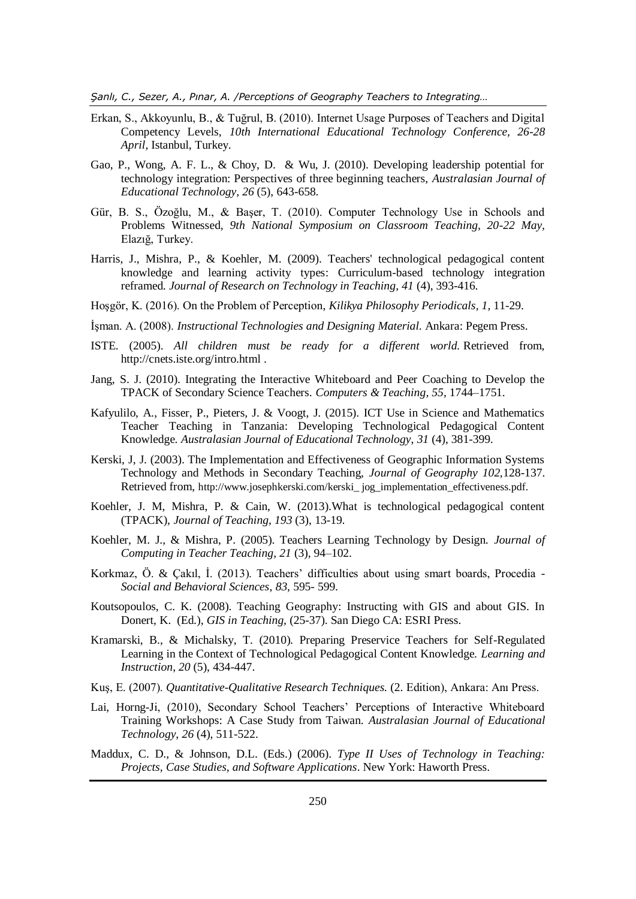Erkan, S., Akkoyunlu, B., & Tuğrul, B. (2010). Internet Usage Purposes of Teachers and Digital Competency Levels, *10th International Educational Technology Conference, 26-28 April,* Istanbul, Turkey.

Gao, P., Wong, A. F. L., & Choy, D. & Wu, J. (2010). Developing leadership potential for technology integration: Perspectives of three beginning teachers, *Australasian Journal of Educational Technology, 26* (5), 643-658.

Gür, B. S., Özoğlu, M., & Başer, T. (2010). Computer Technology Use in Schools and Problems Witnessed, *9th National Symposium on Classroom Teaching, 20-22 May,* Elazığ, Turkey.

Harris, J., Mishra, P., & Koehler, M. (2009). Teachers' technological pedagogical content knowledge and learning activity types: Curriculum-based technology integration reframed. *Journal of Research on Technology in Teaching*, *41* (4), 393-416.

Hoşgör, K. (2016). On the Problem of Perception, *Kilikya Philosophy Periodicals*, *1,* 11-29.

İşman. A. (2008). *Instructional Technologies and Designing Material.* Ankara: Pegem Press.

ISTE. (2005). *All children must be ready for a different world.* Retrieved from, http://cnets.iste.org/intro.html .

Jang, S. J. (2010). Integrating the Interactive Whiteboard and Peer Coaching to Develop the TPACK of Secondary Science Teachers. *Computers & Teaching, 55,* 1744–1751.

Kafyulilo, A., Fisser, P., Pieters, J. & Voogt, J. (2015). ICT Use in Science and Mathematics Teacher Teaching in Tanzania: Developing Technological Pedagogical Content Knowledge. *Australasian Journal of Educational Technology*, *31* (4), 381-399.

Kerski, J, J. (2003). The Implementation and Effectiveness of Geographic Information Systems Technology and Methods in Secondary Teaching, *Journal of Geography 102,*128-137. Retrieved from, http://www.josephkerski.com/kerski_ jog_implementation_effectiveness.pdf.

Koehler, J. M, Mishra, P. & Cain, W. (2013).What is technological pedagogical content (TPACK), *Journal of Teaching, 193* (3), 13-19.

Koehler, M. J., & Mishra, P. (2005). Teachers Learning Technology by Design. *Journal of Computing in Teacher Teaching*, *21* (3), 94–102.

Korkmaz, Ö. & Çakıl, İ. (2013). Teachers' difficulties about using smart boards, Procedia - *Social and Behavioral Sciences*, *83*, 595- 599.

Koutsopoulos, C. K. (2008). Teaching Geography: Instructing with GIS and about GIS. In Donert, K. (Ed.), *GIS in Teaching,* (25-37). San Diego CA: ESRI Press.

Kramarski, B., & Michalsky, T. (2010). Preparing Preservice Teachers for Self-Regulated Learning in the Context of Technological Pedagogical Content Knowledge. *Learning and Instruction*, *20* (5), 434-447.

Kuş, E. (2007). *Quantitative-Qualitative Research Techniques.* (2. Edition), Ankara: Anı Press.

Lai, Horng-Ji, (2010), Secondary School Teachers' Perceptions of Interactive Whiteboard Training Workshops: A Case Study from Taiwan. *Australasian Journal of Educational Technology, 26* (4), 511-522.

Maddux, C. D., & Johnson, D.L. (Eds.) (2006). *Type II Uses of Technology in Teaching: Projects, Case Studies, and Software Applications*. New York: Haworth Press.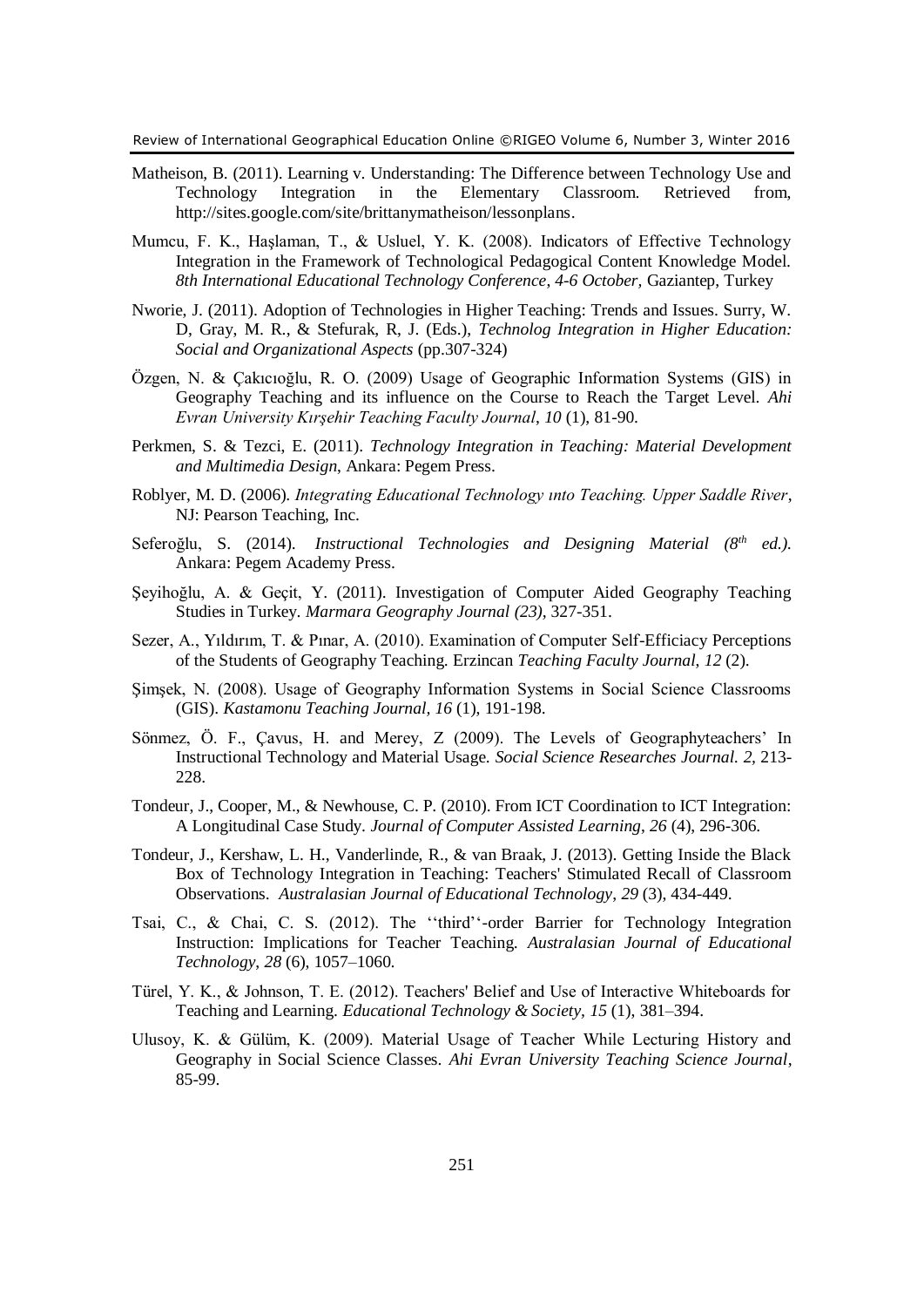Matheison, B. (2011). Learning v. Understanding: The Difference between Technology Use and Technology Integration in the Elementary Classroom. Retrieved from, http://sites.google.com/site/brittanymatheison/lessonplans.

Mumcu, F. K., Haşlaman, T., & Usluel, Y. K. (2008). Indicators of Effective Technology Integration in the Framework of Technological Pedagogical Content Knowledge Model. *8th International Educational Technology Conference, 4-6 October,* Gaziantep, Turkey

Nworie, J. (2011). Adoption of Technologies in Higher Teaching: Trends and Issues. Surry, W. D, Gray, M. R., & Stefurak, R, J. (Eds.), *Technolog Integration in Higher Education: Social and Organizational Aspects* (pp.307-324)

Özgen, N. & Çakıcıoğlu, R. O. (2009) Usage of Geographic Information Systems (GIS) in Geography Teaching and its influence on the Course to Reach the Target Level. *Ahi Evran University Kırşehir Teaching Faculty Journal*, *10* (1), 81-90.

Perkmen, S. & Tezci, E. (2011). *Technology Integration in Teaching: Material Development and Multimedia Design*, Ankara: Pegem Press.

Roblyer, M. D. (2006). *Integrating Educational Technology ınto Teaching. Upper Saddle River*, NJ: Pearson Teaching, Inc.

Seferoğlu, S. (2014). *Instructional Technologies and Designing Material (8th ed.).* Ankara: Pegem Academy Press.

Şeyihoğlu, A. & Geçit, Y. (2011). Investigation of Computer Aided Geography Teaching Studies in Turkey. *Marmara Geography Journal (23)*, 327-351.

Sezer, A., Yıldırım, T. & Pınar, A. (2010). Examination of Computer Self-Efficiacy Perceptions of the Students of Geography Teaching. Erzincan *Teaching Faculty Journal*, *12* (2).

Şimşek, N. (2008). Usage of Geography Information Systems in Social Science Classrooms (GIS). *Kastamonu Teaching Journal, 16* (1), 191-198.

Sönmez, Ö. F., Çavus, H. and Merey, Z (2009). The Levels of Geographyteachers' In Instructional Technology and Material Usage. *Social Science Researches Journal. 2,* 213-228.

Tondeur, J., Cooper, M., & Newhouse, C. P. (2010). From ICT Coordination to ICT Integration: A Longitudinal Case Study. *Journal of Computer Assisted Learning*, *26* (4), 296-306.

Tondeur, J., Kershaw, L. H., Vanderlinde, R., & van Braak, J. (2013). Getting Inside the Black Box of Technology Integration in Teaching: Teachers' Stimulated Recall of Classroom Observations. *Australasian Journal of Educational Technology*, *29* (3), 434-449.

Tsai, C., & Chai, C. S. (2012). The ''third''-order Barrier for Technology Integration Instruction: Implications for Teacher Teaching. *Australasian Journal of Educational Technology*, *28* (6), 1057–1060.

Türel, Y. K., & Johnson, T. E. (2012). Teachers' Belief and Use of Interactive Whiteboards for Teaching and Learning. *Educational Technology & Society*, *15* (1), 381–394.

Ulusoy, K. & Gülüm, K. (2009). Material Usage of Teacher While Lecturing History and Geography in Social Science Classes. *Ahi Evran University Teaching Science Journal*, 85-99.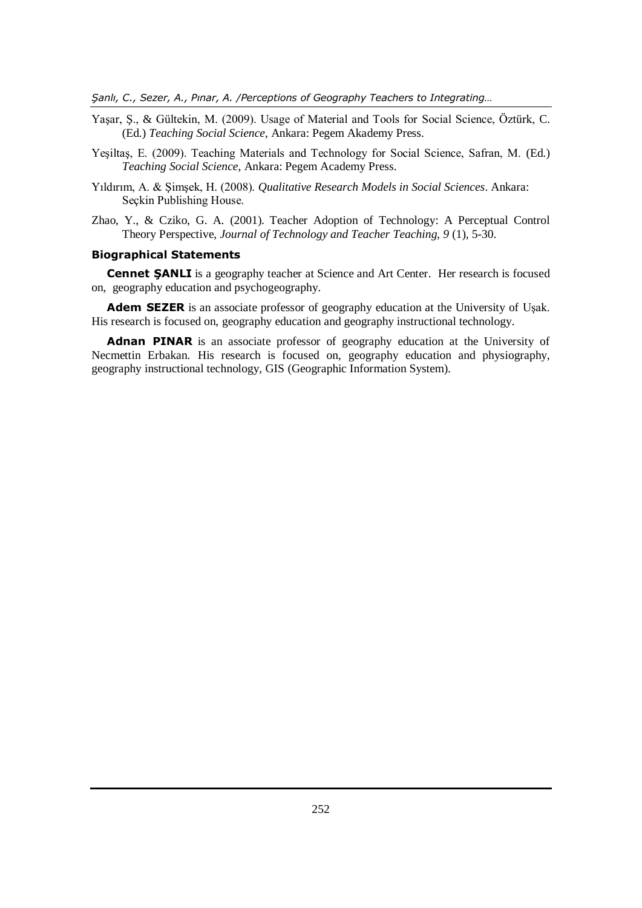Yaşar, Ş., & Gültekin, M. (2009). Usage of Material and Tools for Social Science, Öztürk, C. (Ed.) *Teaching Social Science*, Ankara: Pegem Akademy Press.

Yeşiltaş, E. (2009). Teaching Materials and Technology for Social Science, Safran, M. (Ed.) *Teaching Social Science*, Ankara: Pegem Academy Press.

Yıldırım, A. & Şimşek, H. (2008). *Qualitative Research Models in Social Sciences*. Ankara: Seçkin Publishing House.

Zhao, Y., & Cziko, G. A. (2001). Teacher Adoption of Technology: A Perceptual Control Theory Perspective, *Journal of Technology and Teacher Teaching, 9* (1), 5-30.

### Biographical Statements

**Cennet ŞANLI** is a geography teacher at Science and Art Center. Her research is focused on, geography education and psychogeography.

**Adem SEZER** is an associate professor of geography education at the University of Uşak. His research is focused on, geography education and geography instructional technology.

**Adnan PINAR** is an associate professor of geography education at the University of Necmettin Erbakan. His research is focused on, geography education and physiography, geography instructional technology, GIS (Geographic Information System).